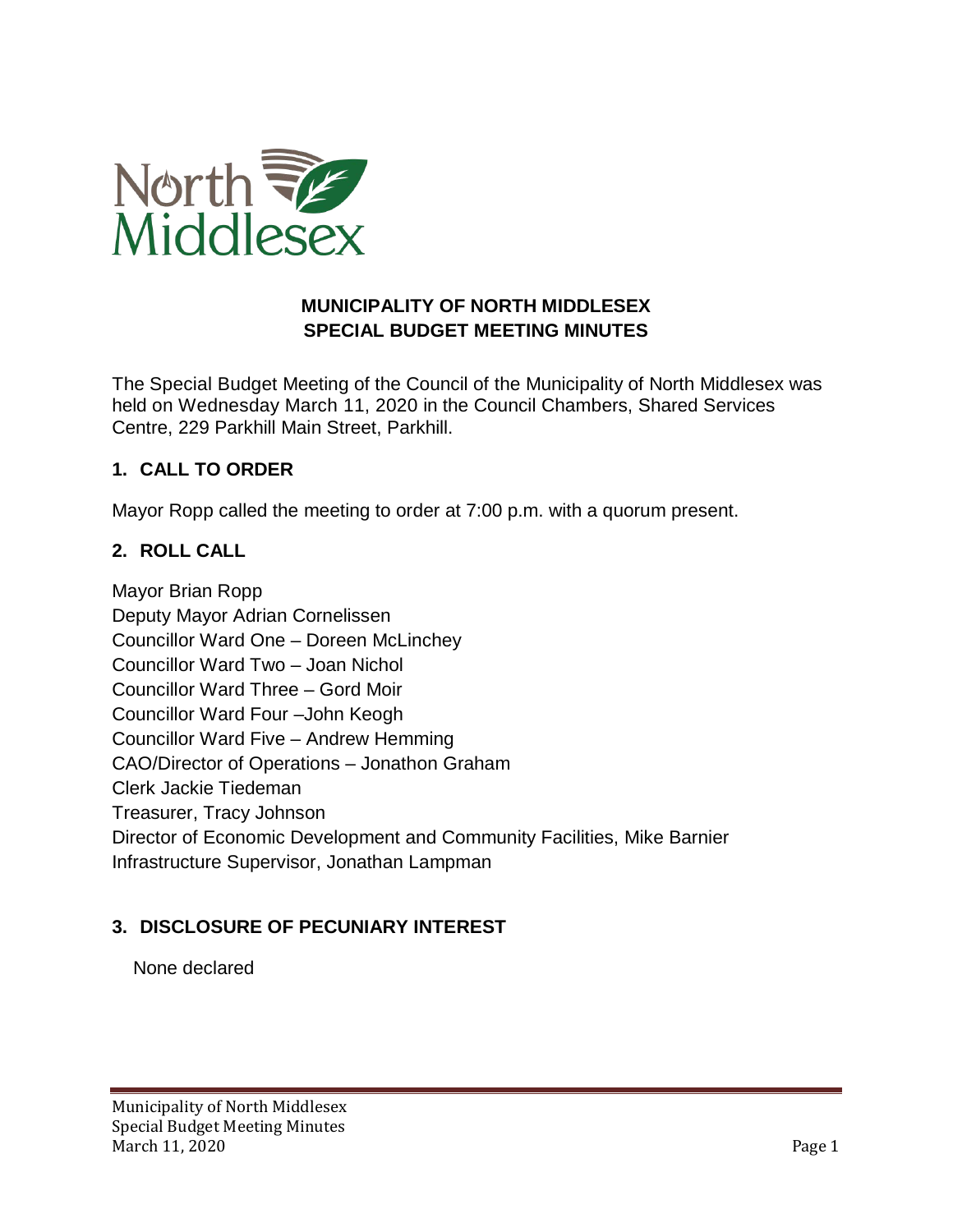# MUNICIPALITY OF NORTH MIDDLESEX
# SPECIAL BUDGET MEETING MINUTES

The Special Budget Meeting of the Council of the Municipality of North Middlesex was held on Wednesday March 11, 2020 in the Council Chambers, Shared Services Centre, 229 Parkhill Main Street, Parkhill.

## 1. CALL TO ORDER

Mayor Ropp called the meeting to order at 7:00 p.m. with a quorum present.

## 2. ROLL CALL

Mayor Brian Ropp
Deputy Mayor Adrian Cornelissen
Councillor Ward One – Doreen McLinchey
Councillor Ward Two – Joan Nichol
Councillor Ward Three – Gord Moir
Councillor Ward Four –John Keogh
Councillor Ward Five – Andrew Hemming
CAO/Director of Operations – Jonathon Graham
Clerk Jackie Tiedeman
Treasurer, Tracy Johnson
Director of Economic Development and Community Facilities, Mike Barnier
Infrastructure Supervisor, Jonathan Lampman

## 3. DISCLOSURE OF PECUNIARY INTEREST

None declared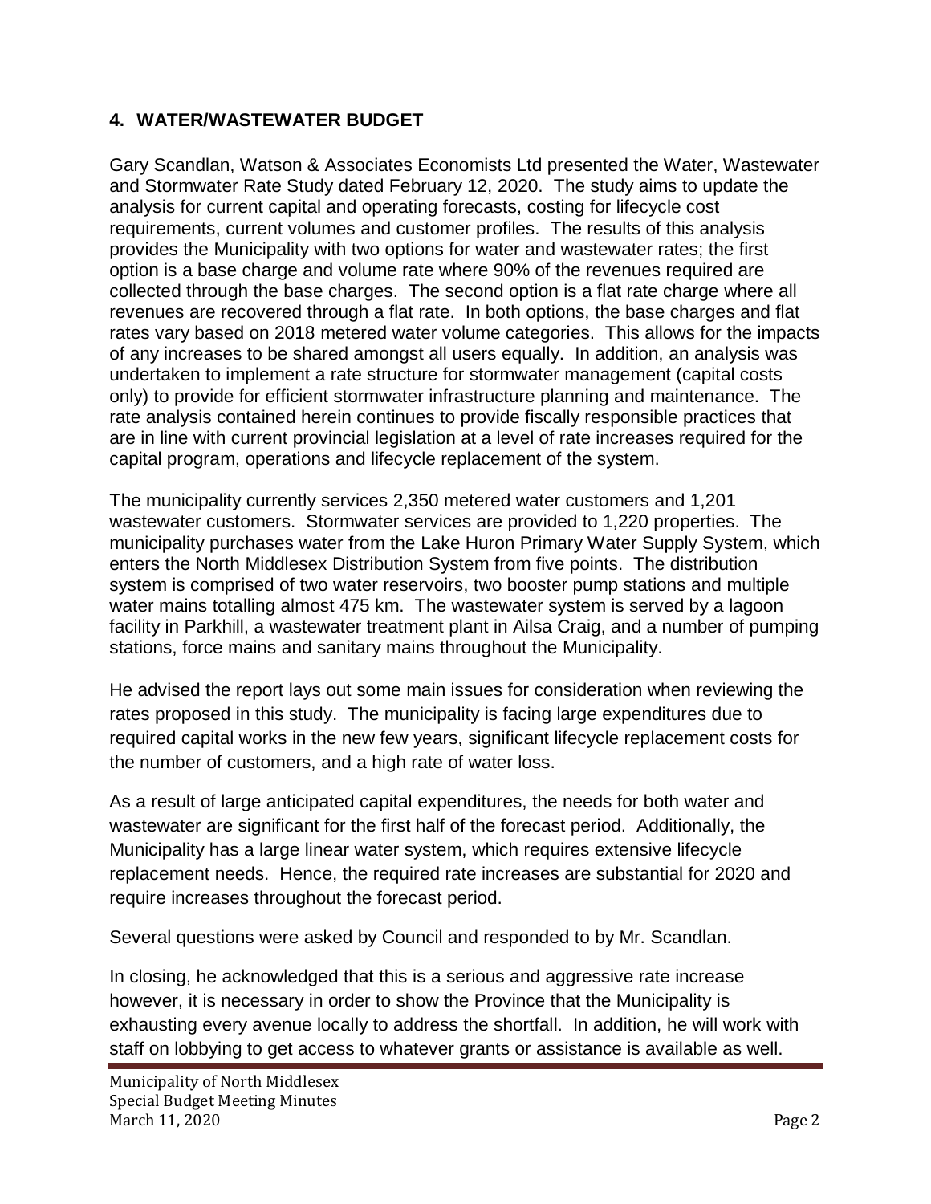## 4. WATER/WASTEWATER BUDGET

Gary Scandlan, Watson & Associates Economists Ltd presented the Water, Wastewater and Stormwater Rate Study dated February 12, 2020. The study aims to update the analysis for current capital and operating forecasts, costing for lifecycle cost requirements, current volumes and customer profiles. The results of this analysis provides the Municipality with two options for water and wastewater rates; the first option is a base charge and volume rate where 90% of the revenues required are collected through the base charges. The second option is a flat rate charge where all revenues are recovered through a flat rate. In both options, the base charges and flat rates vary based on 2018 metered water volume categories. This allows for the impacts of any increases to be shared amongst all users equally. In addition, an analysis was undertaken to implement a rate structure for stormwater management (capital costs only) to provide for efficient stormwater infrastructure planning and maintenance. The rate analysis contained herein continues to provide fiscally responsible practices that are in line with current provincial legislation at a level of rate increases required for the capital program, operations and lifecycle replacement of the system.

The municipality currently services 2,350 metered water customers and 1,201 wastewater customers. Stormwater services are provided to 1,220 properties. The municipality purchases water from the Lake Huron Primary Water Supply System, which enters the North Middlesex Distribution System from five points. The distribution system is comprised of two water reservoirs, two booster pump stations and multiple water mains totalling almost 475 km. The wastewater system is served by a lagoon facility in Parkhill, a wastewater treatment plant in Ailsa Craig, and a number of pumping stations, force mains and sanitary mains throughout the Municipality.

He advised the report lays out some main issues for consideration when reviewing the rates proposed in this study. The municipality is facing large expenditures due to required capital works in the new few years, significant lifecycle replacement costs for the number of customers, and a high rate of water loss.

As a result of large anticipated capital expenditures, the needs for both water and wastewater are significant for the first half of the forecast period. Additionally, the Municipality has a large linear water system, which requires extensive lifecycle replacement needs. Hence, the required rate increases are substantial for 2020 and require increases throughout the forecast period.

Several questions were asked by Council and responded to by Mr. Scandlan.

In closing, he acknowledged that this is a serious and aggressive rate increase however, it is necessary in order to show the Province that the Municipality is exhausting every avenue locally to address the shortfall. In addition, he will work with staff on lobbying to get access to whatever grants or assistance is available as well.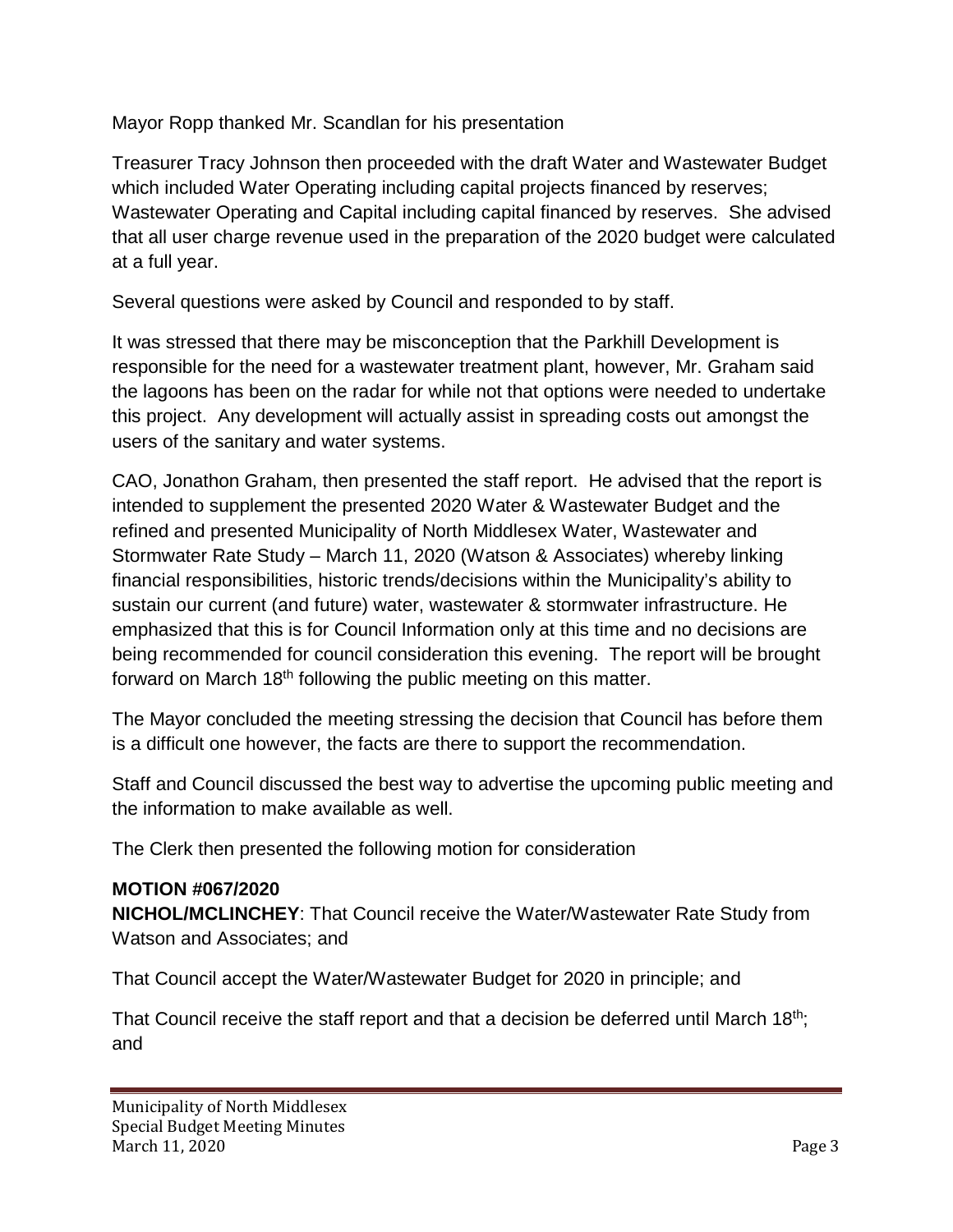Mayor Ropp thanked Mr. Scandlan for his presentation

Treasurer Tracy Johnson then proceeded with the draft Water and Wastewater Budget which included Water Operating including capital projects financed by reserves; Wastewater Operating and Capital including capital financed by reserves. She advised that all user charge revenue used in the preparation of the 2020 budget were calculated at a full year.

Several questions were asked by Council and responded to by staff.

It was stressed that there may be misconception that the Parkhill Development is responsible for the need for a wastewater treatment plant, however, Mr. Graham said the lagoons has been on the radar for while not that options were needed to undertake this project. Any development will actually assist in spreading costs out amongst the users of the sanitary and water systems.

CAO, Jonathon Graham, then presented the staff report. He advised that the report is intended to supplement the presented 2020 Water & Wastewater Budget and the refined and presented Municipality of North Middlesex Water, Wastewater and Stormwater Rate Study – March 11, 2020 (Watson & Associates) whereby linking financial responsibilities, historic trends/decisions within the Municipality's ability to sustain our current (and future) water, wastewater & stormwater infrastructure. He emphasized that this is for Council Information only at this time and no decisions are being recommended for council consideration this evening. The report will be brought forward on March 18th following the public meeting on this matter.

The Mayor concluded the meeting stressing the decision that Council has before them is a difficult one however, the facts are there to support the recommendation.

Staff and Council discussed the best way to advertise the upcoming public meeting and the information to make available as well.

The Clerk then presented the following motion for consideration

**MOTION #067/2020**
**NICHOL/MCLINCHEY**: That Council receive the Water/Wastewater Rate Study from Watson and Associates; and

That Council accept the Water/Wastewater Budget for 2020 in principle; and

That Council receive the staff report and that a decision be deferred until March 18th; and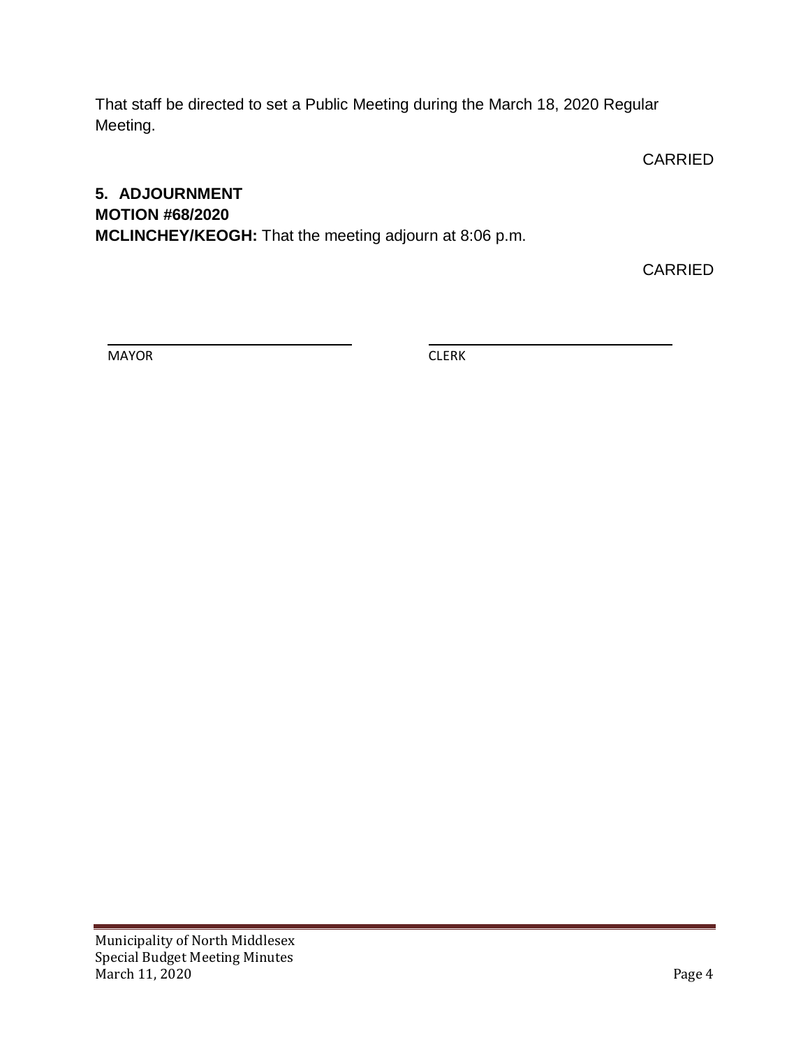That staff be directed to set a Public Meeting during the March 18, 2020 Regular Meeting.

CARRIED

**5. ADJOURNMENT**
**MOTION #68/2020**
**MCLINCHEY/KEOGH:** That the meeting adjourn at 8:06 p.m.

CARRIED

MAYOR

CLERK